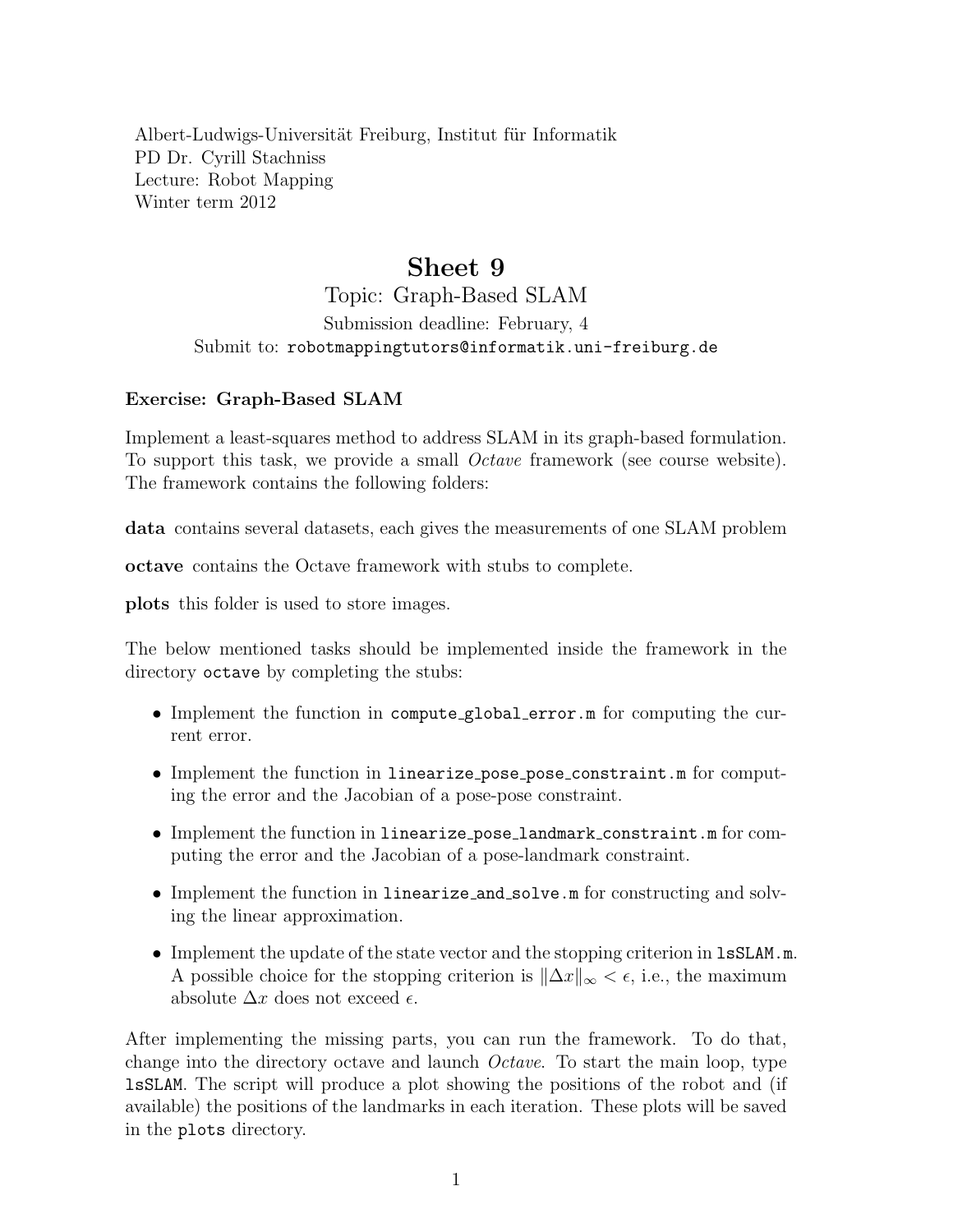Albert-Ludwigs-Universität Freiburg, Institut für Informatik
PD Dr. Cyrill Stachniss
Lecture: Robot Mapping
Winter term 2012

# Sheet 9

## Topic: Graph-Based SLAM

Submission deadline: February, 4
Submit to: `robotmappingtutors@informatik.uni-freiburg.de`

### Exercise: Graph-Based SLAM

Implement a least-squares method to address SLAM in its graph-based formulation. To support this task, we provide a small *Octave* framework (see course website). The framework contains the following folders:

**data** contains several datasets, each gives the measurements of one SLAM problem

**octave** contains the Octave framework with stubs to complete.

**plots** this folder is used to store images.

The below mentioned tasks should be implemented inside the framework in the directory `octave` by completing the stubs:

- Implement the function in `compute_global_error.m` for computing the current error.
- Implement the function in `linearize_pose_pose_constraint.m` for computing the error and the Jacobian of a pose-pose constraint.
- Implement the function in `linearize_pose_landmark_constraint.m` for computing the error and the Jacobian of a pose-landmark constraint.
- Implement the function in `linearize_and_solve.m` for constructing and solving the linear approximation.
- Implement the update of the state vector and the stopping criterion in `lsSLAM.m`. A possible choice for the stopping criterion is $\|\Delta x\|_\infty < \epsilon$, i.e., the maximum absolute $\Delta x$ does not exceed $\epsilon$.

After implementing the missing parts, you can run the framework. To do that, change into the directory octave and launch *Octave*. To start the main loop, type `lsSLAM`. The script will produce a plot showing the positions of the robot and (if available) the positions of the landmarks in each iteration. These plots will be saved in the `plots` directory.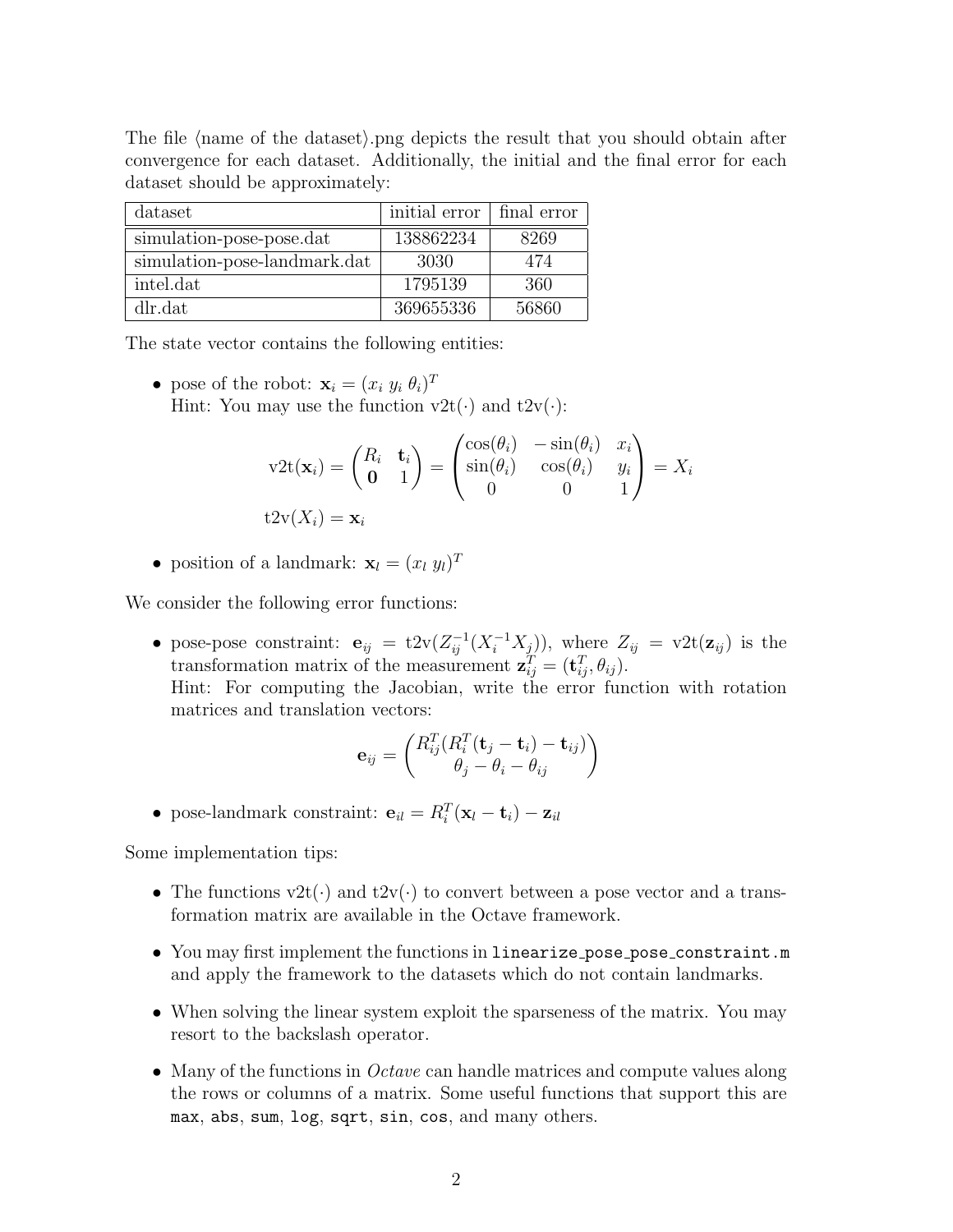The file ⟨name of the dataset⟩.png depicts the result that you should obtain after convergence for each dataset. Additionally, the initial and the final error for each dataset should be approximately:

| dataset | initial error | final error |
|---|---|---|
| simulation-pose-pose.dat | 138862234 | 8269 |
| simulation-pose-landmark.dat | 3030 | 474 |
| intel.dat | 1795139 | 360 |
| dlr.dat | 369655336 | 56860 |

The state vector contains the following entities:

- pose of the robot: $\mathbf{x}_i = (x_i \ y_i \ \theta_i)^T$
  Hint: You may use the function v2t(·) and t2v(·):

$$\text{v2t}(\mathbf{x}_i) = \begin{pmatrix} R_i & \mathbf{t}_i \\ \mathbf{0} & 1 \end{pmatrix} = \begin{pmatrix} \cos(\theta_i) & -\sin(\theta_i) & x_i \\ \sin(\theta_i) & \cos(\theta_i) & y_i \\ 0 & 0 & 1 \end{pmatrix} = X_i$$

$$\text{t2v}(X_i) = \mathbf{x}_i$$

- position of a landmark: $\mathbf{x}_l = (x_l \ y_l)^T$

We consider the following error functions:

- pose-pose constraint: $\mathbf{e}_{ij} = \text{t2v}(Z_{ij}^{-1}(X_i^{-1}X_j))$, where $Z_{ij} = \text{v2t}(\mathbf{z}_{ij})$ is the transformation matrix of the measurement $\mathbf{z}_{ij}^T = (\mathbf{t}_{ij}^T, \theta_{ij})$.
  Hint: For computing the Jacobian, write the error function with rotation matrices and translation vectors:

$$\mathbf{e}_{ij} = \begin{pmatrix} R_{ij}^T(R_i^T(\mathbf{t}_j - \mathbf{t}_i) - \mathbf{t}_{ij}) \\ \theta_j - \theta_i - \theta_{ij} \end{pmatrix}$$

- pose-landmark constraint: $\mathbf{e}_{il} = R_i^T(\mathbf{x}_l - \mathbf{t}_i) - \mathbf{z}_{il}$

Some implementation tips:

- The functions v2t(·) and t2v(·) to convert between a pose vector and a transformation matrix are available in the Octave framework.
- You may first implement the functions in `linearize_pose_pose_constraint.m` and apply the framework to the datasets which do not contain landmarks.
- When solving the linear system exploit the sparseness of the matrix. You may resort to the backslash operator.
- Many of the functions in *Octave* can handle matrices and compute values along the rows or columns of a matrix. Some useful functions that support this are `max`, `abs`, `sum`, `log`, `sqrt`, `sin`, `cos`, and many others.